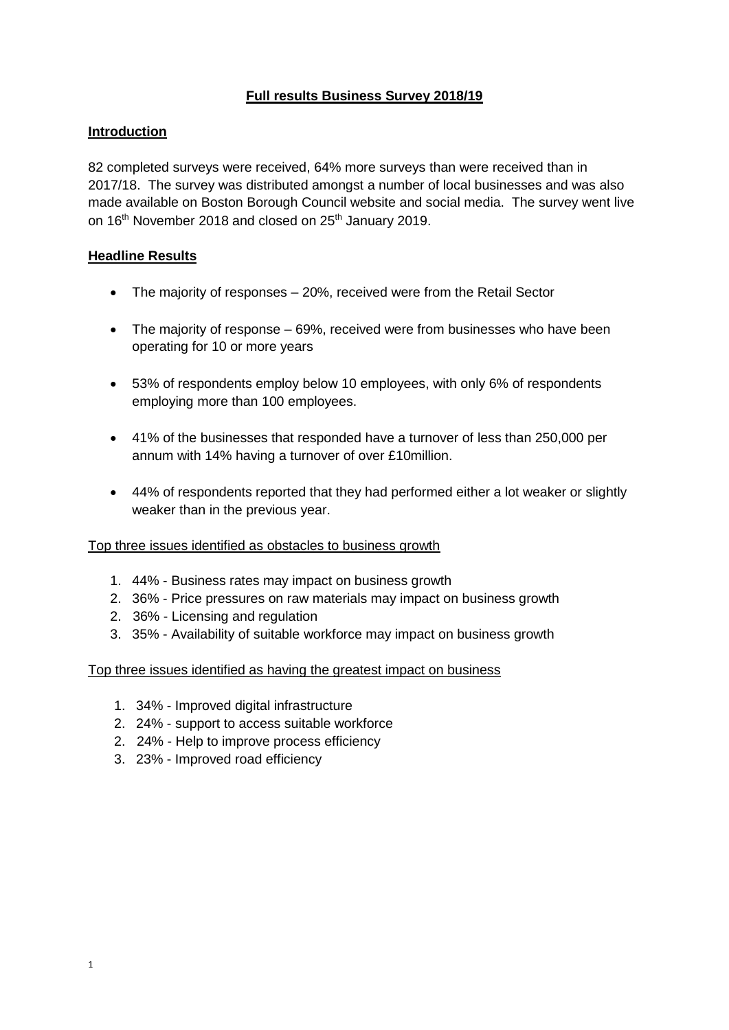# Full results Business Survey 2018/19

## Introduction

82 completed surveys were received, 64% more surveys than were received than in 2017/18. The survey was distributed amongst a number of local businesses and was also made available on Boston Borough Council website and social media. The survey went live on 16th November 2018 and closed on 25th January 2019.

## Headline Results

- The majority of responses – 20%, received were from the Retail Sector
- The majority of response – 69%, received were from businesses who have been operating for 10 or more years
- 53% of respondents employ below 10 employees, with only 6% of respondents employing more than 100 employees.
- 41% of the businesses that responded have a turnover of less than 250,000 per annum with 14% having a turnover of over £10million.
- 44% of respondents reported that they had performed either a lot weaker or slightly weaker than in the previous year.

Top three issues identified as obstacles to business growth

1. 44% - Business rates may impact on business growth
2. 36% - Price pressures on raw materials may impact on business growth
2. 36% - Licensing and regulation
3. 35% - Availability of suitable workforce may impact on business growth

Top three issues identified as having the greatest impact on business

1. 34% - Improved digital infrastructure
2. 24% - support to access suitable workforce
2. 24% - Help to improve process efficiency
3. 23% - Improved road efficiency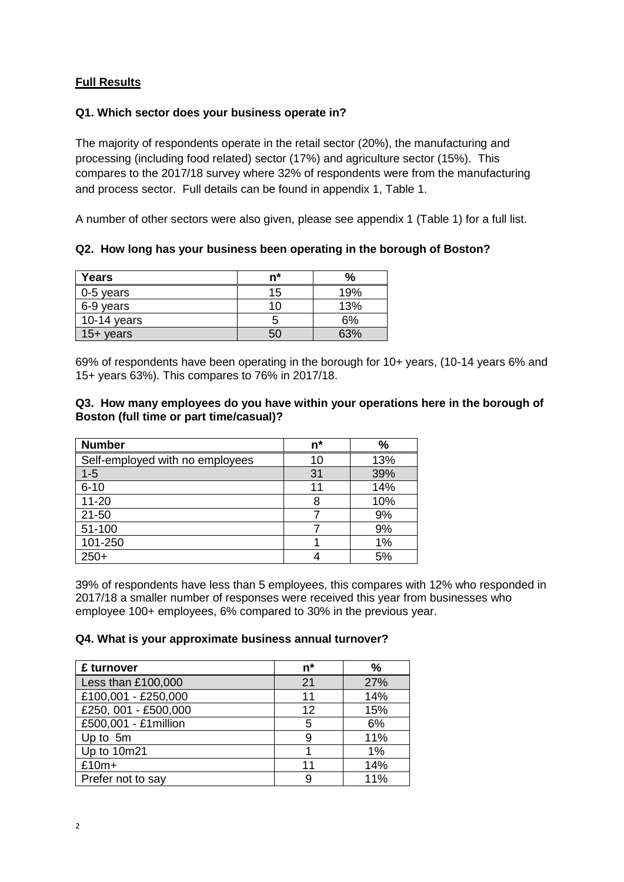**Full Results**

**Q1. Which sector does your business operate in?**

The majority of respondents operate in the retail sector (20%), the manufacturing and processing (including food related) sector (17%) and agriculture sector (15%). This compares to the 2017/18 survey where 32% of respondents were from the manufacturing and process sector. Full details can be found in appendix 1, Table 1.

A number of other sectors were also given, please see appendix 1 (Table 1) for a full list.

**Q2. How long has your business been operating in the borough of Boston?**

| Years | n* | % |
|---|---|---|
| 0-5 years | 15 | 19% |
| 6-9 years | 10 | 13% |
| 10-14 years | 5 | 6% |
| 15+ years | 50 | 63% |

69% of respondents have been operating in the borough for 10+ years, (10-14 years 6% and 15+ years 63%). This compares to 76% in 2017/18.

**Q3. How many employees do you have within your operations here in the borough of Boston (full time or part time/casual)?**

| Number | n* | % |
|---|---|---|
| Self-employed with no employees | 10 | 13% |
| 1-5 | 31 | 39% |
| 6-10 | 11 | 14% |
| 11-20 | 8 | 10% |
| 21-50 | 7 | 9% |
| 51-100 | 7 | 9% |
| 101-250 | 1 | 1% |
| 250+ | 4 | 5% |

39% of respondents have less than 5 employees, this compares with 12% who responded in 2017/18 a smaller number of responses were received this year from businesses who employee 100+ employees, 6% compared to 30% in the previous year.

**Q4. What is your approximate business annual turnover?**

| £ turnover | n* | % |
|---|---|---|
| Less than £100,000 | 21 | 27% |
| £100,001 - £250,000 | 11 | 14% |
| £250, 001 - £500,000 | 12 | 15% |
| £500,001 - £1million | 5 | 6% |
| Up to 5m | 9 | 11% |
| Up to 10m21 | 1 | 1% |
| £10m+ | 11 | 14% |
| Prefer not to say | 9 | 11% |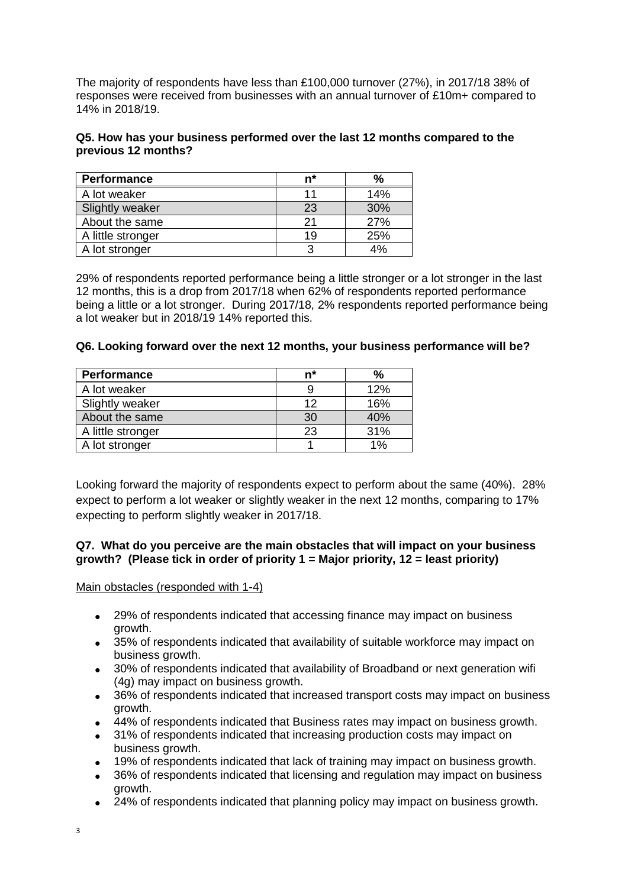The majority of respondents have less than £100,000 turnover (27%), in 2017/18 38% of responses were received from businesses with an annual turnover of £10m+ compared to 14% in 2018/19.

**Q5. How has your business performed over the last 12 months compared to the previous 12 months?**

| Performance | n* | % |
|---|---|---|
| A lot weaker | 11 | 14% |
| Slightly weaker | 23 | 30% |
| About the same | 21 | 27% |
| A little stronger | 19 | 25% |
| A lot stronger | 3 | 4% |

29% of respondents reported performance being a little stronger or a lot stronger in the last 12 months, this is a drop from 2017/18 when 62% of respondents reported performance being a little or a lot stronger. During 2017/18, 2% respondents reported performance being a lot weaker but in 2018/19 14% reported this.

**Q6. Looking forward over the next 12 months, your business performance will be?**

| Performance | n* | % |
|---|---|---|
| A lot weaker | 9 | 12% |
| Slightly weaker | 12 | 16% |
| About the same | 30 | 40% |
| A little stronger | 23 | 31% |
| A lot stronger | 1 | 1% |

Looking forward the majority of respondents expect to perform about the same (40%). 28% expect to perform a lot weaker or slightly weaker in the next 12 months, comparing to 17% expecting to perform slightly weaker in 2017/18.

**Q7. What do you perceive are the main obstacles that will impact on your business growth? (Please tick in order of priority 1 = Major priority, 12 = least priority)**

Main obstacles (responded with 1-4)

- 29% of respondents indicated that accessing finance may impact on business growth.
- 35% of respondents indicated that availability of suitable workforce may impact on business growth.
- 30% of respondents indicated that availability of Broadband or next generation wifi (4g) may impact on business growth.
- 36% of respondents indicated that increased transport costs may impact on business growth.
- 44% of respondents indicated that Business rates may impact on business growth.
- 31% of respondents indicated that increasing production costs may impact on business growth.
- 19% of respondents indicated that lack of training may impact on business growth.
- 36% of respondents indicated that licensing and regulation may impact on business growth.
- 24% of respondents indicated that planning policy may impact on business growth.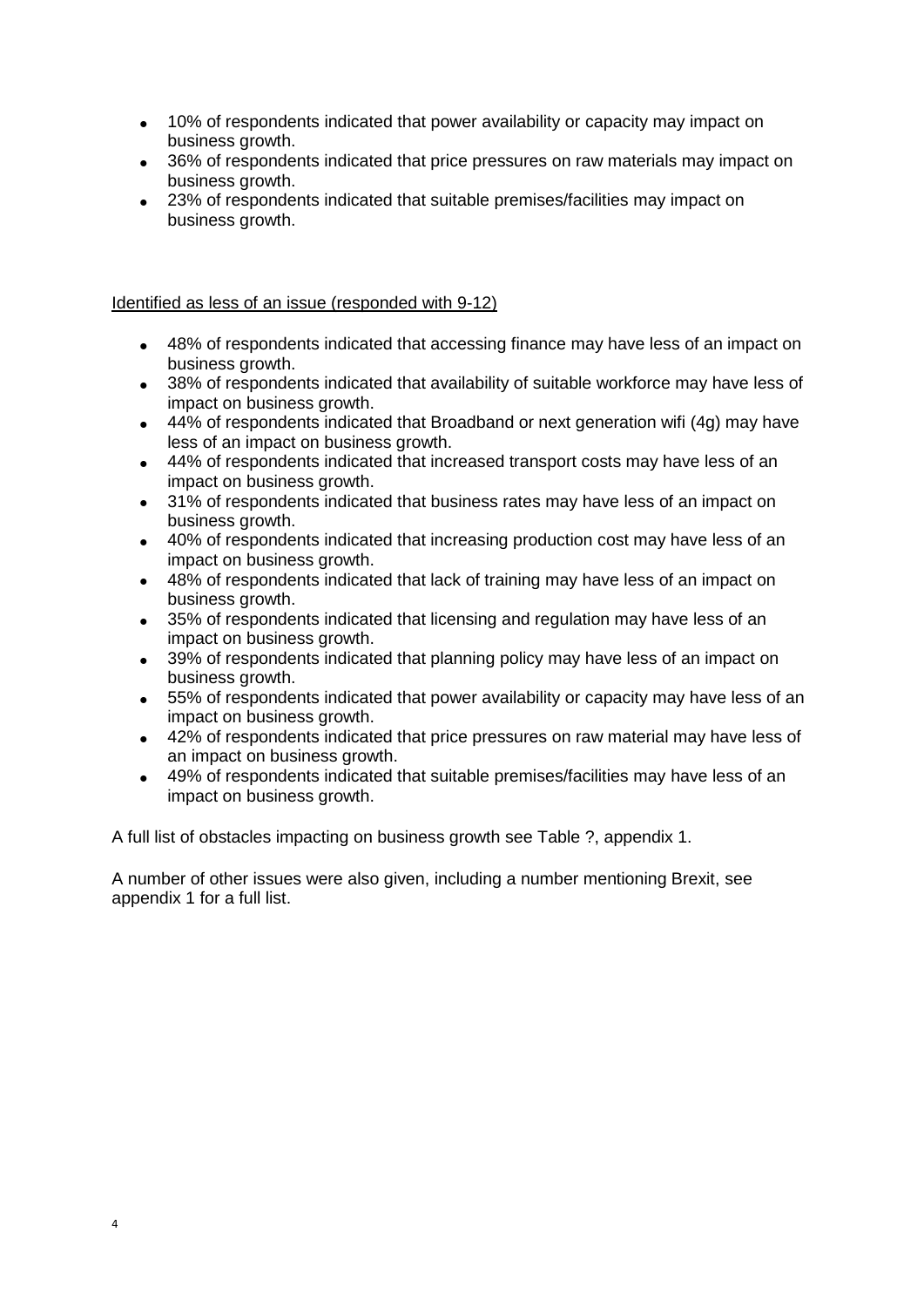- 10% of respondents indicated that power availability or capacity may impact on business growth.
- 36% of respondents indicated that price pressures on raw materials may impact on business growth.
- 23% of respondents indicated that suitable premises/facilities may impact on business growth.

Identified as less of an issue (responded with 9-12)

- 48% of respondents indicated that accessing finance may have less of an impact on business growth.
- 38% of respondents indicated that availability of suitable workforce may have less of impact on business growth.
- 44% of respondents indicated that Broadband or next generation wifi (4g) may have less of an impact on business growth.
- 44% of respondents indicated that increased transport costs may have less of an impact on business growth.
- 31% of respondents indicated that business rates may have less of an impact on business growth.
- 40% of respondents indicated that increasing production cost may have less of an impact on business growth.
- 48% of respondents indicated that lack of training may have less of an impact on business growth.
- 35% of respondents indicated that licensing and regulation may have less of an impact on business growth.
- 39% of respondents indicated that planning policy may have less of an impact on business growth.
- 55% of respondents indicated that power availability or capacity may have less of an impact on business growth.
- 42% of respondents indicated that price pressures on raw material may have less of an impact on business growth.
- 49% of respondents indicated that suitable premises/facilities may have less of an impact on business growth.

A full list of obstacles impacting on business growth see Table ?, appendix 1.

A number of other issues were also given, including a number mentioning Brexit, see appendix 1 for a full list.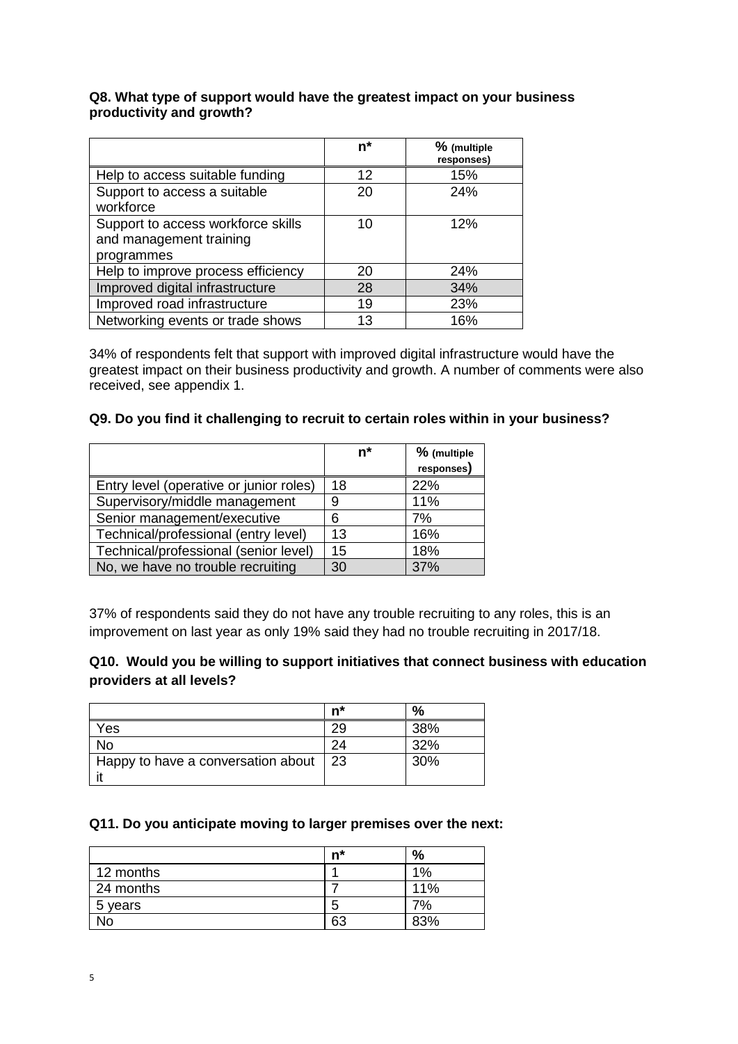**Q8. What type of support would have the greatest impact on your business productivity and growth?**

| | n* | % (multiple responses) |
|---|---|---|
| Help to access suitable funding | 12 | 15% |
| Support to access a suitable workforce | 20 | 24% |
| Support to access workforce skills and management training programmes | 10 | 12% |
| Help to improve process efficiency | 20 | 24% |
| Improved digital infrastructure | 28 | 34% |
| Improved road infrastructure | 19 | 23% |
| Networking events or trade shows | 13 | 16% |

34% of respondents felt that support with improved digital infrastructure would have the greatest impact on their business productivity and growth. A number of comments were also received, see appendix 1.

**Q9. Do you find it challenging to recruit to certain roles within in your business?**

| | n* | % (multiple responses) |
|---|---|---|
| Entry level (operative or junior roles) | 18 | 22% |
| Supervisory/middle management | 9 | 11% |
| Senior management/executive | 6 | 7% |
| Technical/professional (entry level) | 13 | 16% |
| Technical/professional (senior level) | 15 | 18% |
| No, we have no trouble recruiting | 30 | 37% |

37% of respondents said they do not have any trouble recruiting to any roles, this is an improvement on last year as only 19% said they had no trouble recruiting in 2017/18.

**Q10. Would you be willing to support initiatives that connect business with education providers at all levels?**

| | n* | % |
|---|---|---|
| Yes | 29 | 38% |
| No | 24 | 32% |
| Happy to have a conversation about it | 23 | 30% |

**Q11. Do you anticipate moving to larger premises over the next:**

| | n* | % |
|---|---|---|
| 12 months | 1 | 1% |
| 24 months | 7 | 11% |
| 5 years | 5 | 7% |
| No | 63 | 83% |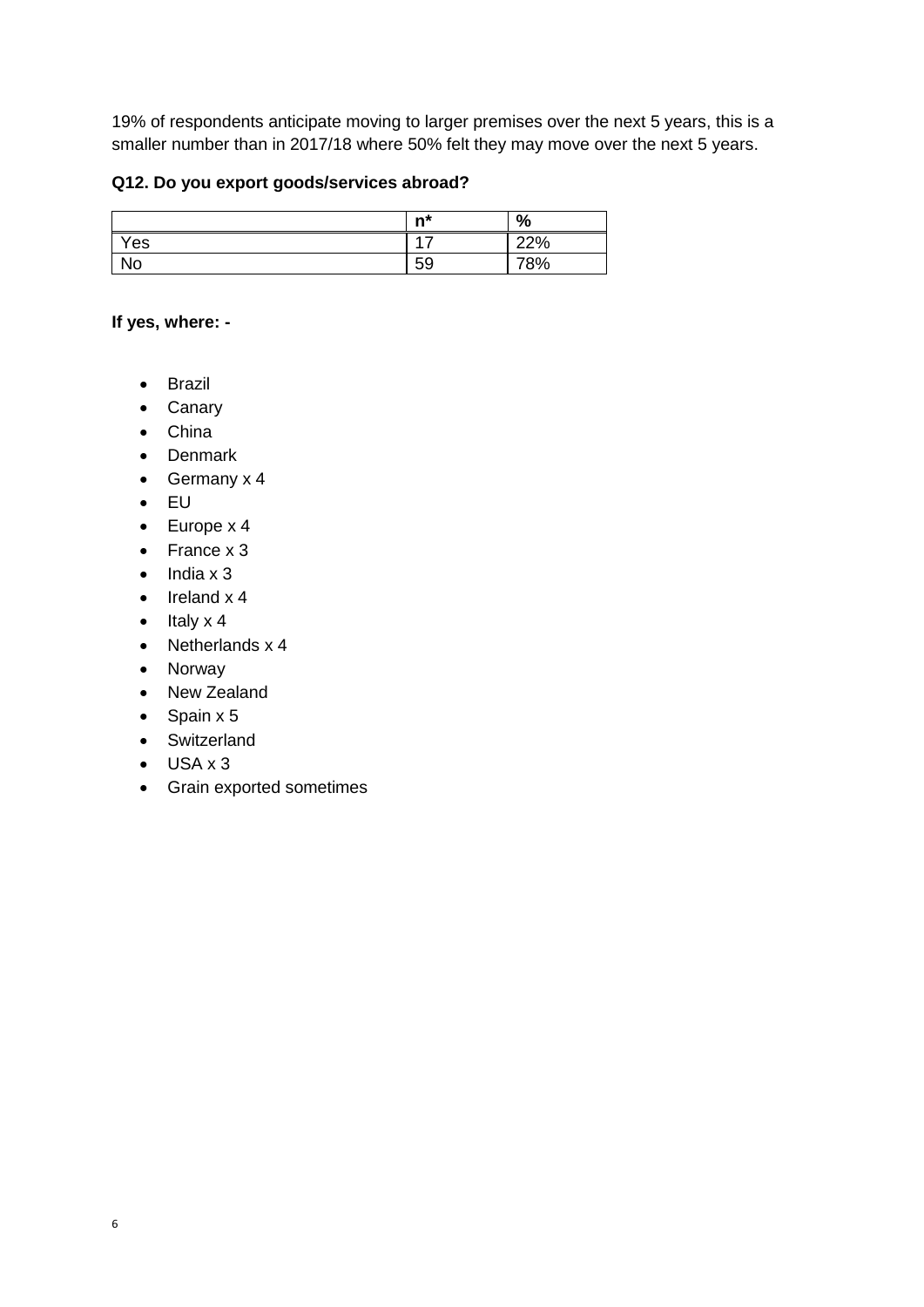19% of respondents anticipate moving to larger premises over the next 5 years, this is a smaller number than in 2017/18 where 50% felt they may move over the next 5 years.

**Q12. Do you export goods/services abroad?**

| | n* | % |
|---|---|---|
| Yes | 17 | 22% |
| No | 59 | 78% |

**If yes, where: -**

- Brazil
- Canary
- China
- Denmark
- Germany x 4
- EU
- Europe x 4
- France x 3
- India x 3
- Ireland x 4
- Italy x 4
- Netherlands x 4
- Norway
- New Zealand
- Spain x 5
- Switzerland
- USA x 3
- Grain exported sometimes